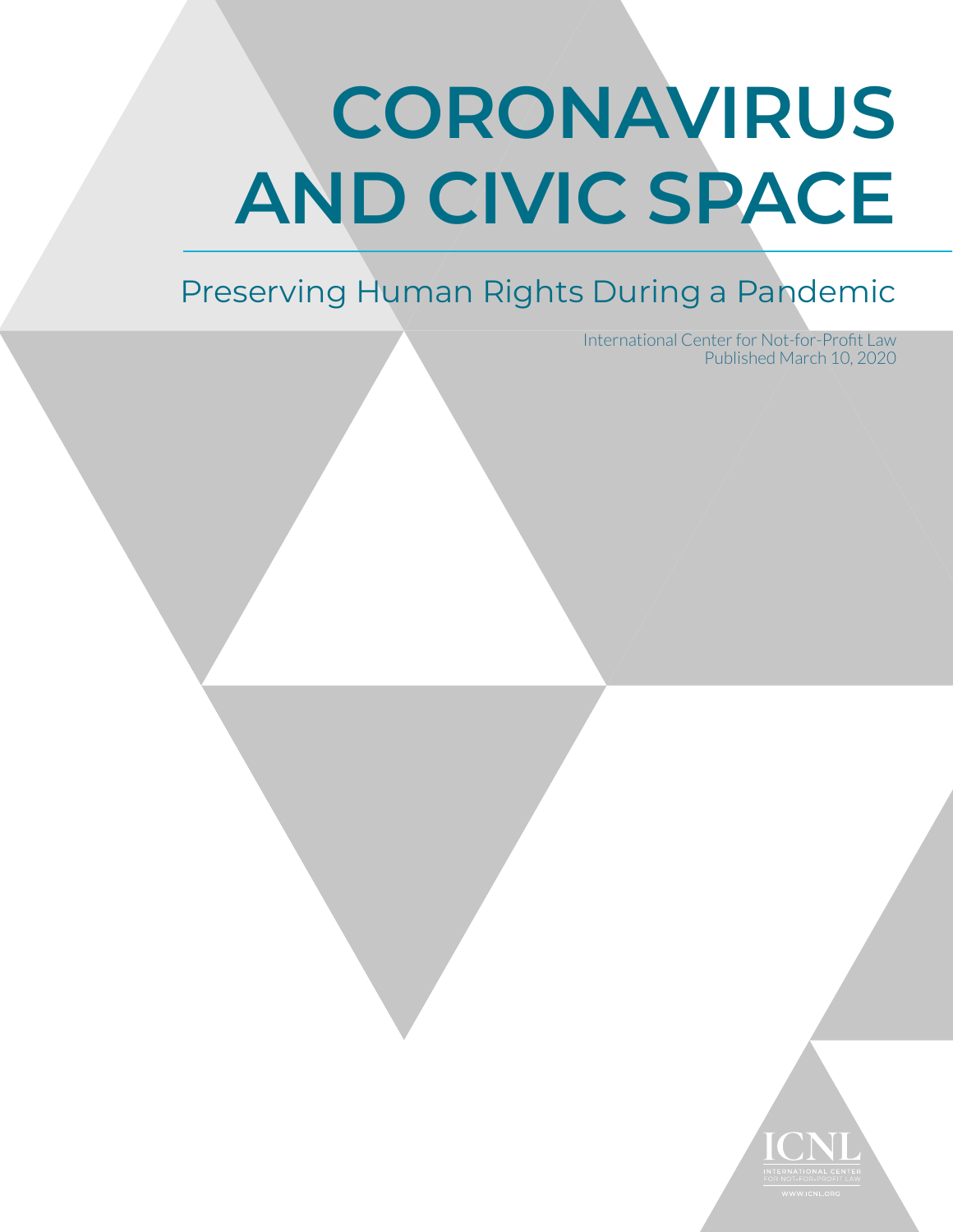# CORONAVIRUS AND CIVIC SPACE

## Preserving Human Rights During a Pandemic

International Center for Not-for-Profit Law
Published March 10, 2020

ICNL
INTERNATIONAL CENTER FOR NOT-FOR-PROFIT LAW
WWW.ICNL.ORG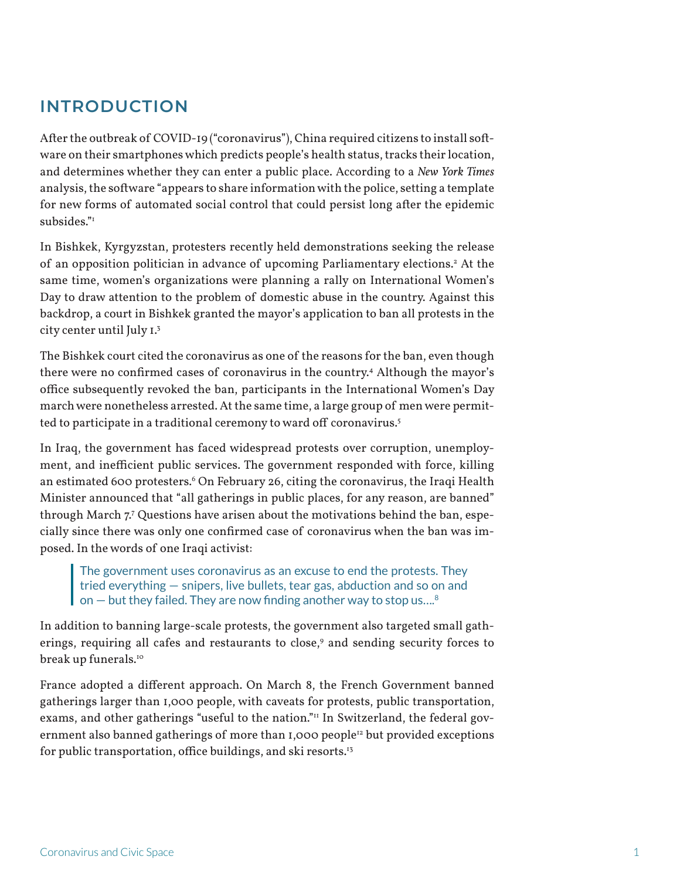## INTRODUCTION

After the outbreak of COVID-19 ("coronavirus"), China required citizens to install software on their smartphones which predicts people's health status, tracks their location, and determines whether they can enter a public place. According to a *New York Times* analysis, the software "appears to share information with the police, setting a template for new forms of automated social control that could persist long after the epidemic subsides."[1]

In Bishkek, Kyrgyzstan, protesters recently held demonstrations seeking the release of an opposition politician in advance of upcoming Parliamentary elections.[2] At the same time, women's organizations were planning a rally on International Women's Day to draw attention to the problem of domestic abuse in the country. Against this backdrop, a court in Bishkek granted the mayor's application to ban all protests in the city center until July 1.[3]

The Bishkek court cited the coronavirus as one of the reasons for the ban, even though there were no confirmed cases of coronavirus in the country.[4] Although the mayor's office subsequently revoked the ban, participants in the International Women's Day march were nonetheless arrested. At the same time, a large group of men were permitted to participate in a traditional ceremony to ward off coronavirus.[5]

In Iraq, the government has faced widespread protests over corruption, unemployment, and inefficient public services. The government responded with force, killing an estimated 600 protesters.[6] On February 26, citing the coronavirus, the Iraqi Health Minister announced that "all gatherings in public places, for any reason, are banned" through March 7.[7] Questions have arisen about the motivations behind the ban, especially since there was only one confirmed case of coronavirus when the ban was imposed. In the words of one Iraqi activist:

> The government uses coronavirus as an excuse to end the protests. They tried everything — snipers, live bullets, tear gas, abduction and so on and on — but they failed. They are now finding another way to stop us….[8]

In addition to banning large-scale protests, the government also targeted small gatherings, requiring all cafes and restaurants to close,[9] and sending security forces to break up funerals.[10]

France adopted a different approach. On March 8, the French Government banned gatherings larger than 1,000 people, with caveats for protests, public transportation, exams, and other gatherings "useful to the nation."[11] In Switzerland, the federal government also banned gatherings of more than 1,000 people[12] but provided exceptions for public transportation, office buildings, and ski resorts.[13]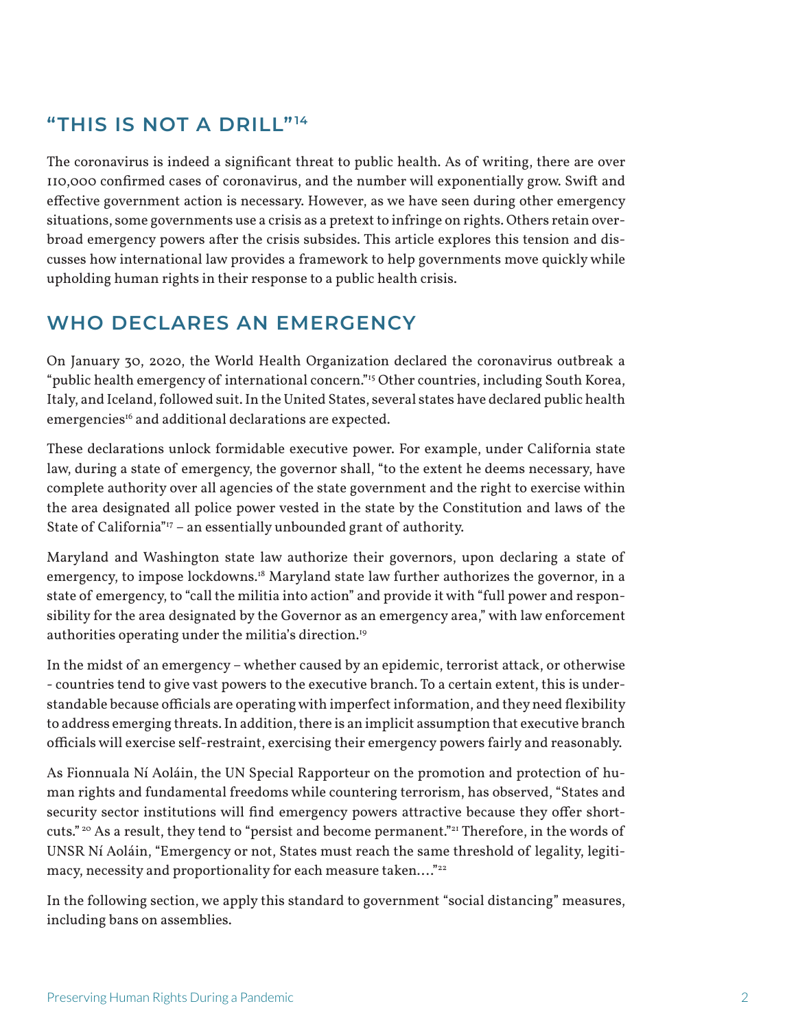## "THIS IS NOT A DRILL"[14]

The coronavirus is indeed a significant threat to public health. As of writing, there are over 110,000 confirmed cases of coronavirus, and the number will exponentially grow. Swift and effective government action is necessary. However, as we have seen during other emergency situations, some governments use a crisis as a pretext to infringe on rights. Others retain overbroad emergency powers after the crisis subsides. This article explores this tension and discusses how international law provides a framework to help governments move quickly while upholding human rights in their response to a public health crisis.

## WHO DECLARES AN EMERGENCY

On January 30, 2020, the World Health Organization declared the coronavirus outbreak a "public health emergency of international concern."[15] Other countries, including South Korea, Italy, and Iceland, followed suit. In the United States, several states have declared public health emergencies[16] and additional declarations are expected.

These declarations unlock formidable executive power. For example, under California state law, during a state of emergency, the governor shall, "to the extent he deems necessary, have complete authority over all agencies of the state government and the right to exercise within the area designated all police power vested in the state by the Constitution and laws of the State of California"[17] – an essentially unbounded grant of authority.

Maryland and Washington state law authorize their governors, upon declaring a state of emergency, to impose lockdowns.[18] Maryland state law further authorizes the governor, in a state of emergency, to "call the militia into action" and provide it with "full power and responsibility for the area designated by the Governor as an emergency area," with law enforcement authorities operating under the militia's direction.[19]

In the midst of an emergency – whether caused by an epidemic, terrorist attack, or otherwise - countries tend to give vast powers to the executive branch. To a certain extent, this is understandable because officials are operating with imperfect information, and they need flexibility to address emerging threats. In addition, there is an implicit assumption that executive branch officials will exercise self-restraint, exercising their emergency powers fairly and reasonably.

As Fionnuala Ní Aoláin, the UN Special Rapporteur on the promotion and protection of human rights and fundamental freedoms while countering terrorism, has observed, "States and security sector institutions will find emergency powers attractive because they offer shortcuts."[20] As a result, they tend to "persist and become permanent."[21] Therefore, in the words of UNSR Ní Aoláin, "Emergency or not, States must reach the same threshold of legality, legitimacy, necessity and proportionality for each measure taken…."[22]

In the following section, we apply this standard to government "social distancing" measures, including bans on assemblies.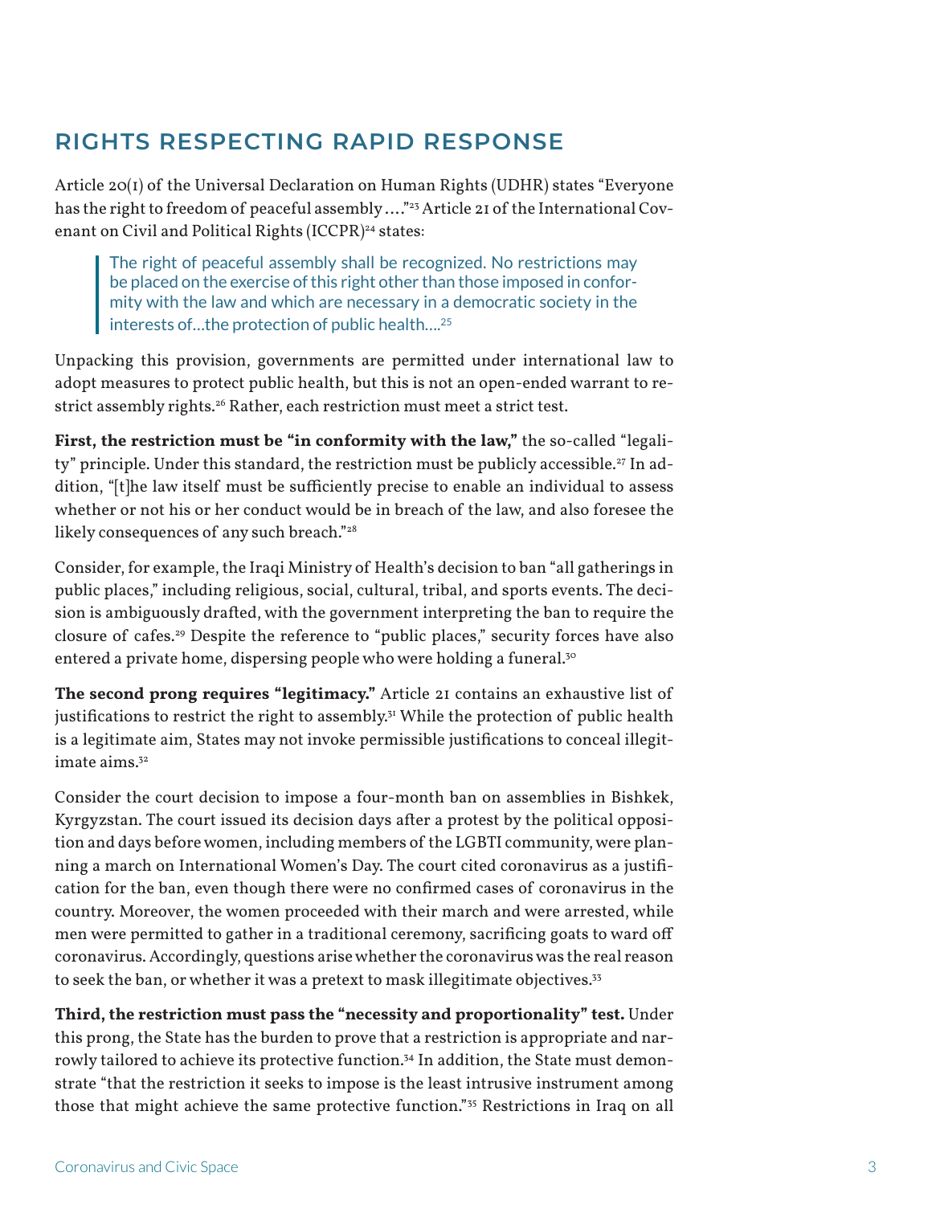## RIGHTS RESPECTING RAPID RESPONSE

Article 20(1) of the Universal Declaration on Human Rights (UDHR) states "Everyone has the right to freedom of peaceful assembly ...."[23] Article 21 of the International Covenant on Civil and Political Rights (ICCPR)[24] states:

> The right of peaceful assembly shall be recognized. No restrictions may be placed on the exercise of this right other than those imposed in conformity with the law and which are necessary in a democratic society in the interests of...the protection of public health....[25]

Unpacking this provision, governments are permitted under international law to adopt measures to protect public health, but this is not an open-ended warrant to restrict assembly rights.[26] Rather, each restriction must meet a strict test.

**First, the restriction must be "in conformity with the law,"** the so-called "legality" principle. Under this standard, the restriction must be publicly accessible.[27] In addition, "[t]he law itself must be sufficiently precise to enable an individual to assess whether or not his or her conduct would be in breach of the law, and also foresee the likely consequences of any such breach."[28]

Consider, for example, the Iraqi Ministry of Health's decision to ban "all gatherings in public places," including religious, social, cultural, tribal, and sports events. The decision is ambiguously drafted, with the government interpreting the ban to require the closure of cafes.[29] Despite the reference to "public places," security forces have also entered a private home, dispersing people who were holding a funeral.[30]

**The second prong requires "legitimacy."** Article 21 contains an exhaustive list of justifications to restrict the right to assembly.[31] While the protection of public health is a legitimate aim, States may not invoke permissible justifications to conceal illegitimate aims.[32]

Consider the court decision to impose a four-month ban on assemblies in Bishkek, Kyrgyzstan. The court issued its decision days after a protest by the political opposition and days before women, including members of the LGBTI community, were planning a march on International Women's Day. The court cited coronavirus as a justification for the ban, even though there were no confirmed cases of coronavirus in the country. Moreover, the women proceeded with their march and were arrested, while men were permitted to gather in a traditional ceremony, sacrificing goats to ward off coronavirus. Accordingly, questions arise whether the coronavirus was the real reason to seek the ban, or whether it was a pretext to mask illegitimate objectives.[33]

**Third, the restriction must pass the "necessity and proportionality" test.** Under this prong, the State has the burden to prove that a restriction is appropriate and narrowly tailored to achieve its protective function.[34] In addition, the State must demonstrate "that the restriction it seeks to impose is the least intrusive instrument among those that might achieve the same protective function."[35] Restrictions in Iraq on all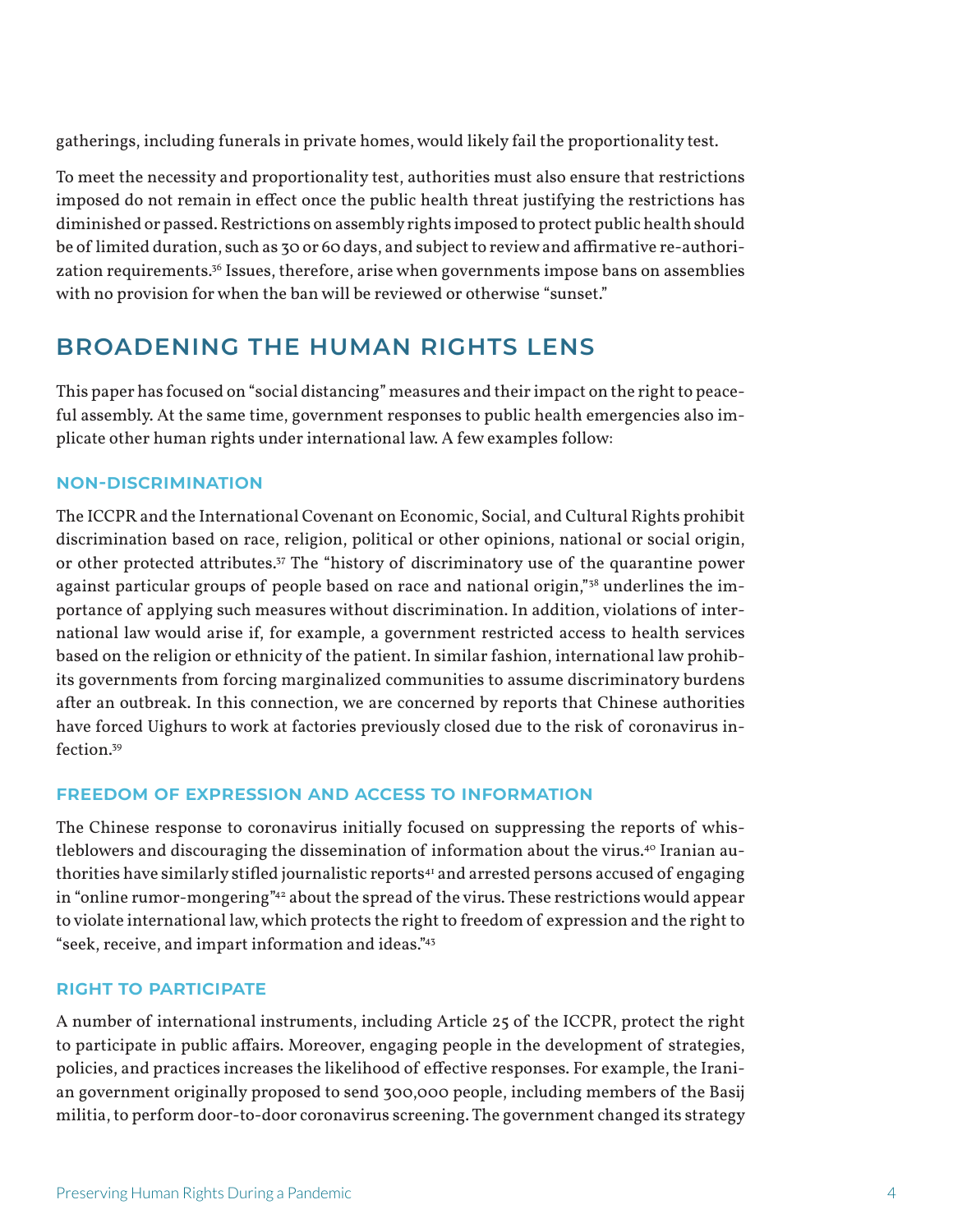gatherings, including funerals in private homes, would likely fail the proportionality test.

To meet the necessity and proportionality test, authorities must also ensure that restrictions imposed do not remain in effect once the public health threat justifying the restrictions has diminished or passed. Restrictions on assembly rights imposed to protect public health should be of limited duration, such as 30 or 60 days, and subject to review and affirmative re-authorization requirements.[36] Issues, therefore, arise when governments impose bans on assemblies with no provision for when the ban will be reviewed or otherwise "sunset."

## BROADENING THE HUMAN RIGHTS LENS

This paper has focused on "social distancing" measures and their impact on the right to peaceful assembly. At the same time, government responses to public health emergencies also implicate other human rights under international law. A few examples follow:

### NON-DISCRIMINATION

The ICCPR and the International Covenant on Economic, Social, and Cultural Rights prohibit discrimination based on race, religion, political or other opinions, national or social origin, or other protected attributes.[37] The "history of discriminatory use of the quarantine power against particular groups of people based on race and national origin,"[38] underlines the importance of applying such measures without discrimination. In addition, violations of international law would arise if, for example, a government restricted access to health services based on the religion or ethnicity of the patient. In similar fashion, international law prohibits governments from forcing marginalized communities to assume discriminatory burdens after an outbreak. In this connection, we are concerned by reports that Chinese authorities have forced Uighurs to work at factories previously closed due to the risk of coronavirus infection.[39]

### FREEDOM OF EXPRESSION AND ACCESS TO INFORMATION

The Chinese response to coronavirus initially focused on suppressing the reports of whistleblowers and discouraging the dissemination of information about the virus.[40] Iranian authorities have similarly stifled journalistic reports[41] and arrested persons accused of engaging in "online rumor-mongering"[42] about the spread of the virus. These restrictions would appear to violate international law, which protects the right to freedom of expression and the right to "seek, receive, and impart information and ideas."[43]

### RIGHT TO PARTICIPATE

A number of international instruments, including Article 25 of the ICCPR, protect the right to participate in public affairs. Moreover, engaging people in the development of strategies, policies, and practices increases the likelihood of effective responses. For example, the Iranian government originally proposed to send 300,000 people, including members of the Basij militia, to perform door-to-door coronavirus screening. The government changed its strategy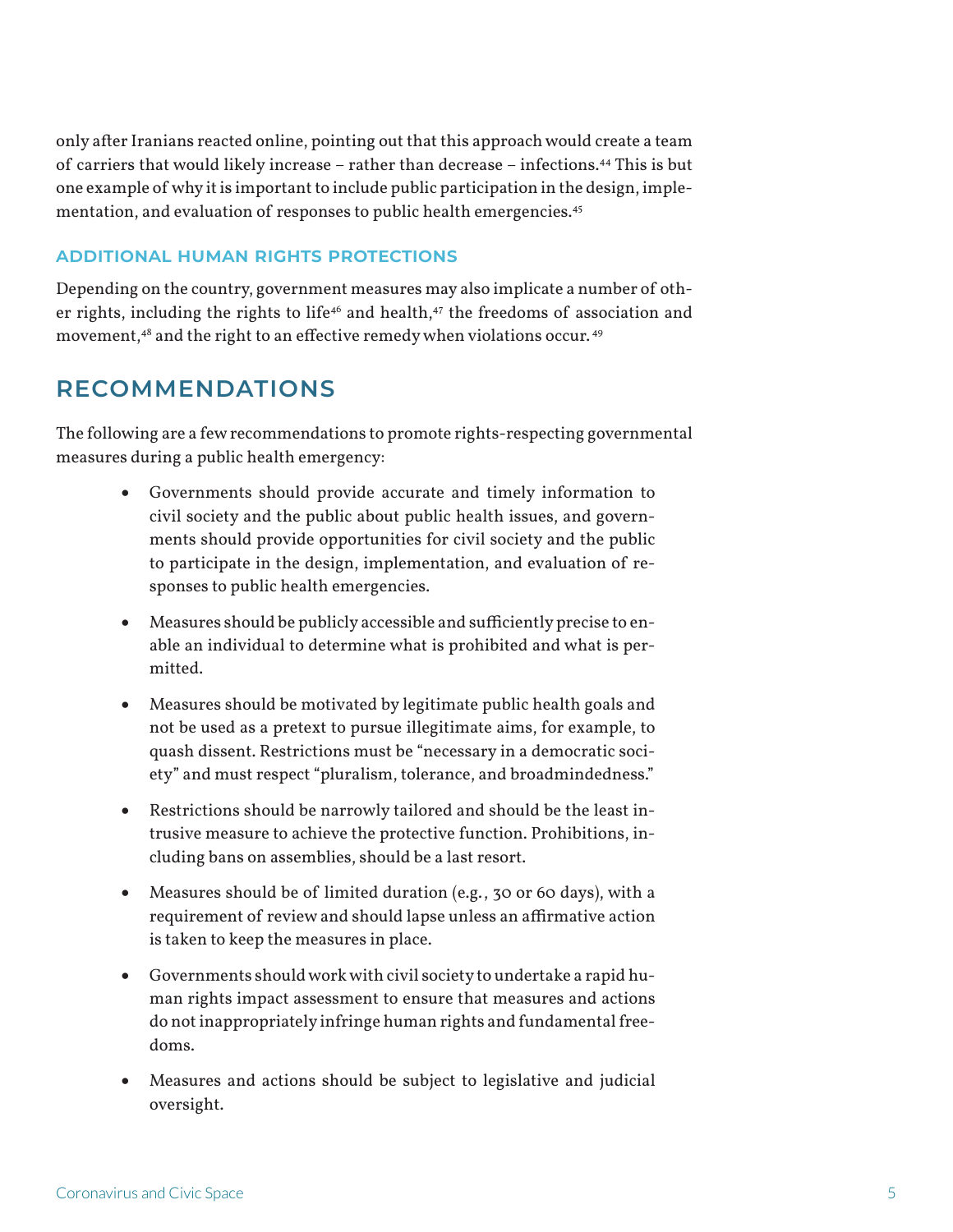only after Iranians reacted online, pointing out that this approach would create a team of carriers that would likely increase – rather than decrease – infections.[44] This is but one example of why it is important to include public participation in the design, implementation, and evaluation of responses to public health emergencies.[45]

### ADDITIONAL HUMAN RIGHTS PROTECTIONS

Depending on the country, government measures may also implicate a number of other rights, including the rights to life[46] and health,[47] the freedoms of association and movement,[48] and the right to an effective remedy when violations occur.[49]

## RECOMMENDATIONS

The following are a few recommendations to promote rights-respecting governmental measures during a public health emergency:

- Governments should provide accurate and timely information to civil society and the public about public health issues, and governments should provide opportunities for civil society and the public to participate in the design, implementation, and evaluation of responses to public health emergencies.
- Measures should be publicly accessible and sufficiently precise to enable an individual to determine what is prohibited and what is permitted.
- Measures should be motivated by legitimate public health goals and not be used as a pretext to pursue illegitimate aims, for example, to quash dissent. Restrictions must be "necessary in a democratic society" and must respect "pluralism, tolerance, and broadmindedness."
- Restrictions should be narrowly tailored and should be the least intrusive measure to achieve the protective function. Prohibitions, including bans on assemblies, should be a last resort.
- Measures should be of limited duration (e.g., 30 or 60 days), with a requirement of review and should lapse unless an affirmative action is taken to keep the measures in place.
- Governments should work with civil society to undertake a rapid human rights impact assessment to ensure that measures and actions do not inappropriately infringe human rights and fundamental freedoms.
- Measures and actions should be subject to legislative and judicial oversight.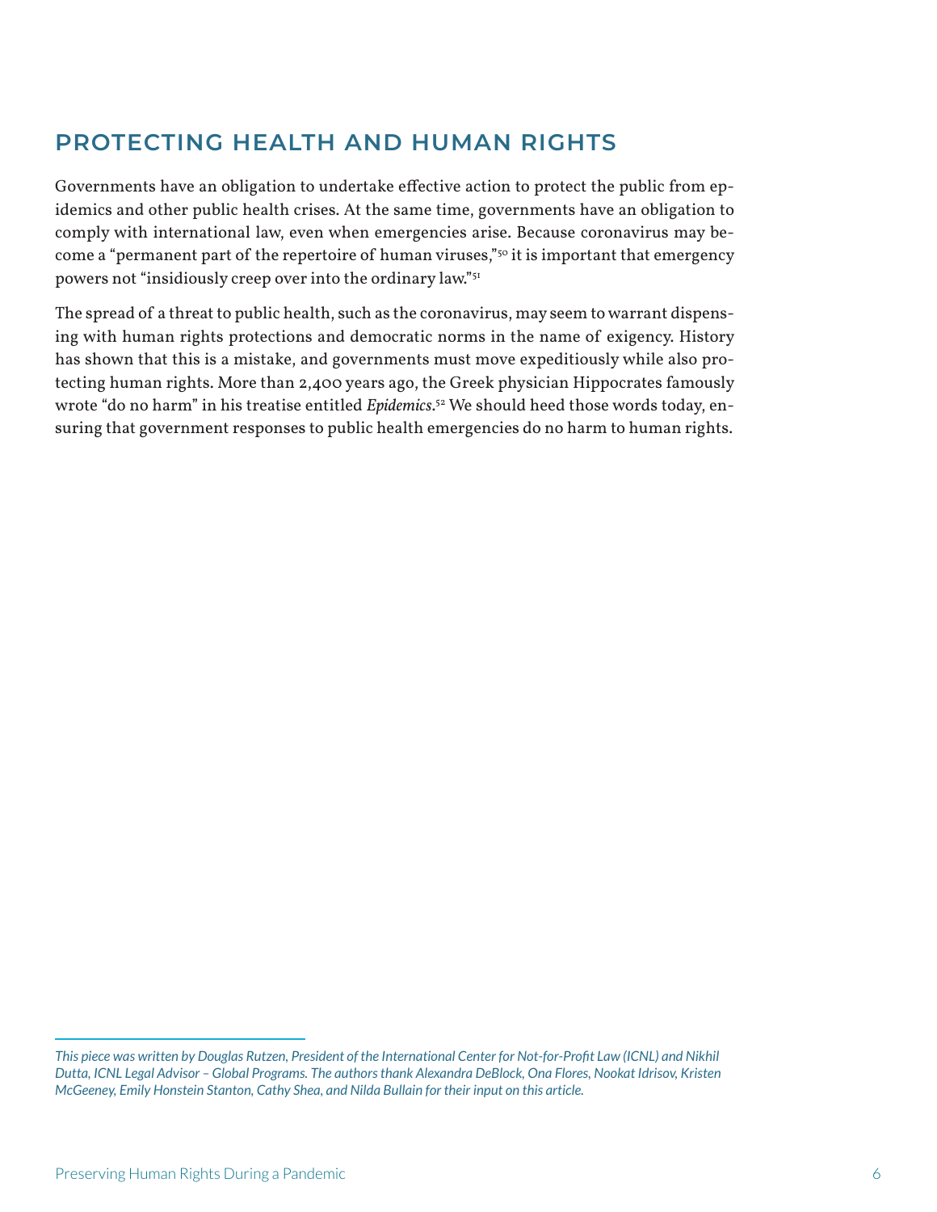## PROTECTING HEALTH AND HUMAN RIGHTS

Governments have an obligation to undertake effective action to protect the public from epidemics and other public health crises. At the same time, governments have an obligation to comply with international law, even when emergencies arise. Because coronavirus may become a "permanent part of the repertoire of human viruses,"[50] it is important that emergency powers not "insidiously creep over into the ordinary law."[51]

The spread of a threat to public health, such as the coronavirus, may seem to warrant dispensing with human rights protections and democratic norms in the name of exigency. History has shown that this is a mistake, and governments must move expeditiously while also protecting human rights. More than 2,400 years ago, the Greek physician Hippocrates famously wrote "do no harm" in his treatise entitled *Epidemics*.[52] We should heed those words today, ensuring that government responses to public health emergencies do no harm to human rights.

---

*This piece was written by Douglas Rutzen, President of the International Center for Not-for-Profit Law (ICNL) and Nikhil Dutta, ICNL Legal Advisor – Global Programs. The authors thank Alexandra DeBlock, Ona Flores, Nookat Idrisov, Kristen McGeeney, Emily Honstein Stanton, Cathy Shea, and Nilda Bullain for their input on this article.*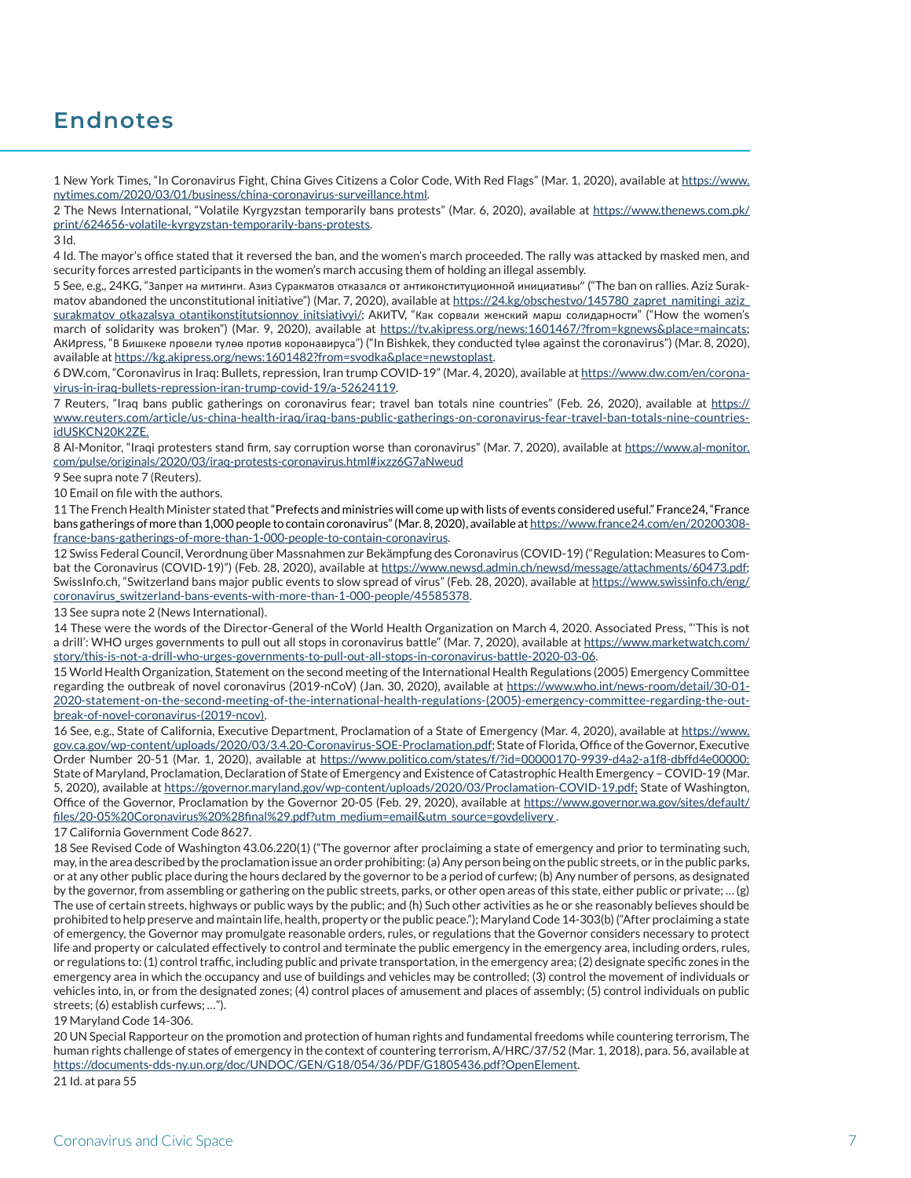# Endnotes

1 New York Times, "In Coronavirus Fight, China Gives Citizens a Color Code, With Red Flags" (Mar. 1, 2020), available at https://www.nytimes.com/2020/03/01/business/china-coronavirus-surveillance.html.

2 The News International, "Volatile Kyrgyzstan temporarily bans protests" (Mar. 6, 2020), available at https://www.thenews.com.pk/print/624656-volatile-kyrgyzstan-temporarily-bans-protests.

3 Id.

4 Id. The mayor's office stated that it reversed the ban, and the women's march proceeded. The rally was attacked by masked men, and security forces arrested participants in the women's march accusing them of holding an illegal assembly.

5 See, e.g., 24KG, "Запрет на митинги. Азиз Суракматов отказался от антиконституционной инициативы" ("The ban on rallies. Aziz Surakmatov abandoned the unconstitutional initiative") (Mar. 7, 2020), available at https://24.kg/obschestvo/145780_zapret_namitingi_aziz_surakmatov_otkazalsya_otantikonstitutsionnoy_initsiativyi/; АКИТV, "Как сорвали женский марш солидарности" ("How the women's march of solidarity was broken") (Mar. 9, 2020), available at https://tv.akipress.org/news:1601467/?from=kgnews&place=maincats; АКИpress, "В Бишкеке провели түлөө против коронавируса" ("In Bishkek, they conducted tүlөө against the coronavirus") (Mar. 8, 2020), available at https://kg.akipress.org/news:1601482?from=svodka&place=newstoplast.

6 DW.com, "Coronavirus in Iraq: Bullets, repression, Iran trump COVID-19" (Mar. 4, 2020), available at https://www.dw.com/en/coronavirus-in-iraq-bullets-repression-iran-trump-covid-19/a-52624119.

7 Reuters, "Iraq bans public gatherings on coronavirus fear; travel ban totals nine countries" (Feb. 26, 2020), available at https://www.reuters.com/article/us-china-health-iraq/iraq-bans-public-gatherings-on-coronavirus-fear-travel-ban-totals-nine-countries-idUSKCN20K2ZE.

8 Al-Monitor, "Iraqi protesters stand firm, say corruption worse than coronavirus" (Mar. 7, 2020), available at https://www.al-monitor.com/pulse/originals/2020/03/iraq-protests-coronavirus.html#ixzz6G7aNweud

9 See supra note 7 (Reuters).

10 Email on file with the authors.

11 The French Health Minister stated that "Prefects and ministries will come up with lists of events considered useful." France24, "France bans gatherings of more than 1,000 people to contain coronavirus" (Mar. 8, 2020), available at https://www.france24.com/en/20200308-france-bans-gatherings-of-more-than-1-000-people-to-contain-coronavirus.

12 Swiss Federal Council, Verordnung über Massnahmen zur Bekämpfung des Coronavirus (COVID-19) ("Regulation: Measures to Combat the Coronavirus (COVID-19)") (Feb. 28, 2020), available at https://www.newsd.admin.ch/newsd/message/attachments/60473.pdf; SwissInfo.ch, "Switzerland bans major public events to slow spread of virus" (Feb. 28, 2020), available at https://www.swissinfo.ch/eng/coronavirus_switzerland-bans-events-with-more-than-1-000-people/45585378.

13 See supra note 2 (News International).

14 These were the words of the Director-General of the World Health Organization on March 4, 2020. Associated Press, "'This is not a drill': WHO urges governments to pull out all stops in coronavirus battle" (Mar. 7, 2020), available at https://www.marketwatch.com/story/this-is-not-a-drill-who-urges-governments-to-pull-out-all-stops-in-coronavirus-battle-2020-03-06.

15 World Health Organization, Statement on the second meeting of the International Health Regulations (2005) Emergency Committee regarding the outbreak of novel coronavirus (2019-nCoV) (Jan. 30, 2020), available at https://www.who.int/news-room/detail/30-01-2020-statement-on-the-second-meeting-of-the-international-health-regulations-(2005)-emergency-committee-regarding-the-outbreak-of-novel-coronavirus-(2019-ncov).

16 See, e.g., State of California, Executive Department, Proclamation of a State of Emergency (Mar. 4, 2020), available at https://www.gov.ca.gov/wp-content/uploads/2020/03/3.4.20-Coronavirus-SOE-Proclamation.pdf; State of Florida, Office of the Governor, Executive Order Number 20-51 (Mar. 1, 2020), available at https://www.politico.com/states/f/?id=00000170-9939-d4a2-a1f8-dbffd4e00000; State of Maryland, Proclamation, Declaration of State of Emergency and Existence of Catastrophic Health Emergency – COVID-19 (Mar. 5, 2020), available at https://governor.maryland.gov/wp-content/uploads/2020/03/Proclamation-COVID-19.pdf; State of Washington, Office of the Governor, Proclamation by the Governor 20-05 (Feb. 29, 2020), available at https://www.governor.wa.gov/sites/default/files/20-05%20Coronavirus%20%28final%29.pdf?utm_medium=email&utm_source=govdelivery .

17 California Government Code 8627.

18 See Revised Code of Washington 43.06.220(1) ("The governor after proclaiming a state of emergency and prior to terminating such, may, in the area described by the proclamation issue an order prohibiting: (a) Any person being on the public streets, or in the public parks, or at any other public place during the hours declared by the governor to be a period of curfew; (b) Any number of persons, as designated by the governor, from assembling or gathering on the public streets, parks, or other open areas of this state, either public or private; … (g) The use of certain streets, highways or public ways by the public; and (h) Such other activities as he or she reasonably believes should be prohibited to help preserve and maintain life, health, property or the public peace."); Maryland Code 14-303(b) ("After proclaiming a state of emergency, the Governor may promulgate reasonable orders, rules, or regulations that the Governor considers necessary to protect life and property or calculated effectively to control and terminate the public emergency in the emergency area, including orders, rules, or regulations to: (1) control traffic, including public and private transportation, in the emergency area; (2) designate specific zones in the emergency area in which the occupancy and use of buildings and vehicles may be controlled; (3) control the movement of individuals or vehicles into, in, or from the designated zones; (4) control places of amusement and places of assembly; (5) control individuals on public streets; (6) establish curfews; …").

19 Maryland Code 14-306.

20 UN Special Rapporteur on the promotion and protection of human rights and fundamental freedoms while countering terrorism, The human rights challenge of states of emergency in the context of countering terrorism, A/HRC/37/52 (Mar. 1, 2018), para. 56, available at https://documents-dds-ny.un.org/doc/UNDOC/GEN/G18/054/36/PDF/G1805436.pdf?OpenElement.

21 Id. at para 55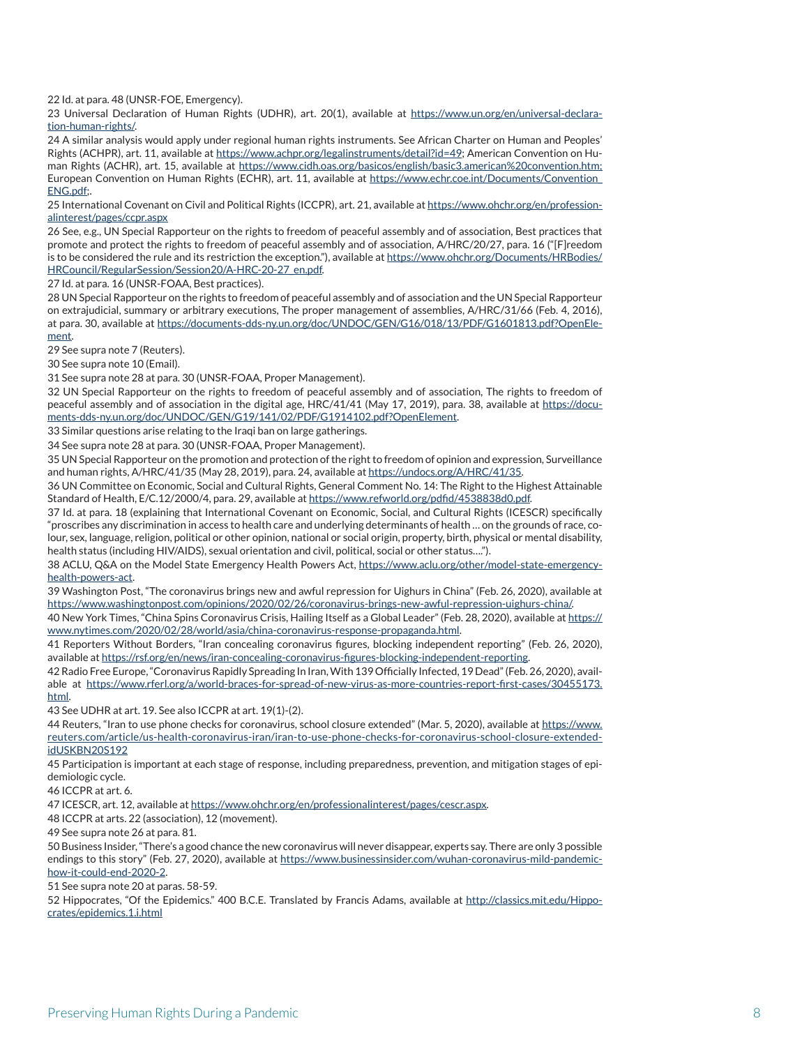22 Id. at para. 48 (UNSR-FOE, Emergency).

23 Universal Declaration of Human Rights (UDHR), art. 20(1), available at https://www.un.org/en/universal-declaration-human-rights/.

24 A similar analysis would apply under regional human rights instruments. See African Charter on Human and Peoples' Rights (ACHPR), art. 11, available at https://www.achpr.org/legalinstruments/detail?id=49; American Convention on Human Rights (ACHR), art. 15, available at https://www.cidh.oas.org/basicos/english/basic3.american%20convention.htm; European Convention on Human Rights (ECHR), art. 11, available at https://www.echr.coe.int/Documents/Convention_ENG.pdf;.

25 International Covenant on Civil and Political Rights (ICCPR), art. 21, available at https://www.ohchr.org/en/professionalinterest/pages/ccpr.aspx

26 See, e.g., UN Special Rapporteur on the rights to freedom of peaceful assembly and of association, Best practices that promote and protect the rights to freedom of peaceful assembly and of association, A/HRC/20/27, para. 16 ("[F]reedom is to be considered the rule and its restriction the exception."), available at https://www.ohchr.org/Documents/HRBodies/HRCouncil/RegularSession/Session20/A-HRC-20-27_en.pdf.

27 Id. at para. 16 (UNSR-FOAA, Best practices).

28 UN Special Rapporteur on the rights to freedom of peaceful assembly and of association and the UN Special Rapporteur on extrajudicial, summary or arbitrary executions, The proper management of assemblies, A/HRC/31/66 (Feb. 4, 2016), at para. 30, available at https://documents-dds-ny.un.org/doc/UNDOC/GEN/G16/018/13/PDF/G1601813.pdf?OpenElement.

29 See supra note 7 (Reuters).

30 See supra note 10 (Email).

31 See supra note 28 at para. 30 (UNSR-FOAA, Proper Management).

32 UN Special Rapporteur on the rights to freedom of peaceful assembly and of association, The rights to freedom of peaceful assembly and of association in the digital age, HRC/41/41 (May 17, 2019), para. 38, available at https://documents-dds-ny.un.org/doc/UNDOC/GEN/G19/141/02/PDF/G1914102.pdf?OpenElement.

33 Similar questions arise relating to the Iraqi ban on large gatherings.

34 See supra note 28 at para. 30 (UNSR-FOAA, Proper Management).

35 UN Special Rapporteur on the promotion and protection of the right to freedom of opinion and expression, Surveillance and human rights, A/HRC/41/35 (May 28, 2019), para. 24, available at https://undocs.org/A/HRC/41/35.

36 UN Committee on Economic, Social and Cultural Rights, General Comment No. 14: The Right to the Highest Attainable Standard of Health, E/C.12/2000/4, para. 29, available at https://www.refworld.org/pdfid/4538838d0.pdf.

37 Id. at para. 18 (explaining that International Covenant on Economic, Social, and Cultural Rights (ICESCR) specifically "proscribes any discrimination in access to health care and underlying determinants of health … on the grounds of race, colour, sex, language, religion, political or other opinion, national or social origin, property, birth, physical or mental disability, health status (including HIV/AIDS), sexual orientation and civil, political, social or other status….").

38 ACLU, Q&A on the Model State Emergency Health Powers Act, https://www.aclu.org/other/model-state-emergency-health-powers-act.

39 Washington Post, "The coronavirus brings new and awful repression for Uighurs in China" (Feb. 26, 2020), available at https://www.washingtonpost.com/opinions/2020/02/26/coronavirus-brings-new-awful-repression-uighurs-china/.

40 New York Times, "China Spins Coronavirus Crisis, Hailing Itself as a Global Leader" (Feb. 28, 2020), available at https://www.nytimes.com/2020/02/28/world/asia/china-coronavirus-response-propaganda.html.

41 Reporters Without Borders, "Iran concealing coronavirus figures, blocking independent reporting" (Feb. 26, 2020), available at https://rsf.org/en/news/iran-concealing-coronavirus-figures-blocking-independent-reporting.

42 Radio Free Europe, "Coronavirus Rapidly Spreading In Iran, With 139 Officially Infected, 19 Dead" (Feb. 26, 2020), available at https://www.rferl.org/a/world-braces-for-spread-of-new-virus-as-more-countries-report-first-cases/30455173.html.

43 See UDHR at art. 19. See also ICCPR at art. 19(1)-(2).

44 Reuters, "Iran to use phone checks for coronavirus, school closure extended" (Mar. 5, 2020), available at https://www.reuters.com/article/us-health-coronavirus-iran/iran-to-use-phone-checks-for-coronavirus-school-closure-extended-idUSKBN20S192

45 Participation is important at each stage of response, including preparedness, prevention, and mitigation stages of epidemiologic cycle.

46 ICCPR at art. 6.

47 ICESCR, art. 12, available at https://www.ohchr.org/en/professionalinterest/pages/cescr.aspx.

48 ICCPR at arts. 22 (association), 12 (movement).

49 See supra note 26 at para. 81.

50 Business Insider, "There's a good chance the new coronavirus will never disappear, experts say. There are only 3 possible endings to this story" (Feb. 27, 2020), available at https://www.businessinsider.com/wuhan-coronavirus-mild-pandemic-how-it-could-end-2020-2.

51 See supra note 20 at paras. 58-59.

52 Hippocrates, "Of the Epidemics." 400 B.C.E. Translated by Francis Adams, available at http://classics.mit.edu/Hippocrates/epidemics.1.i.html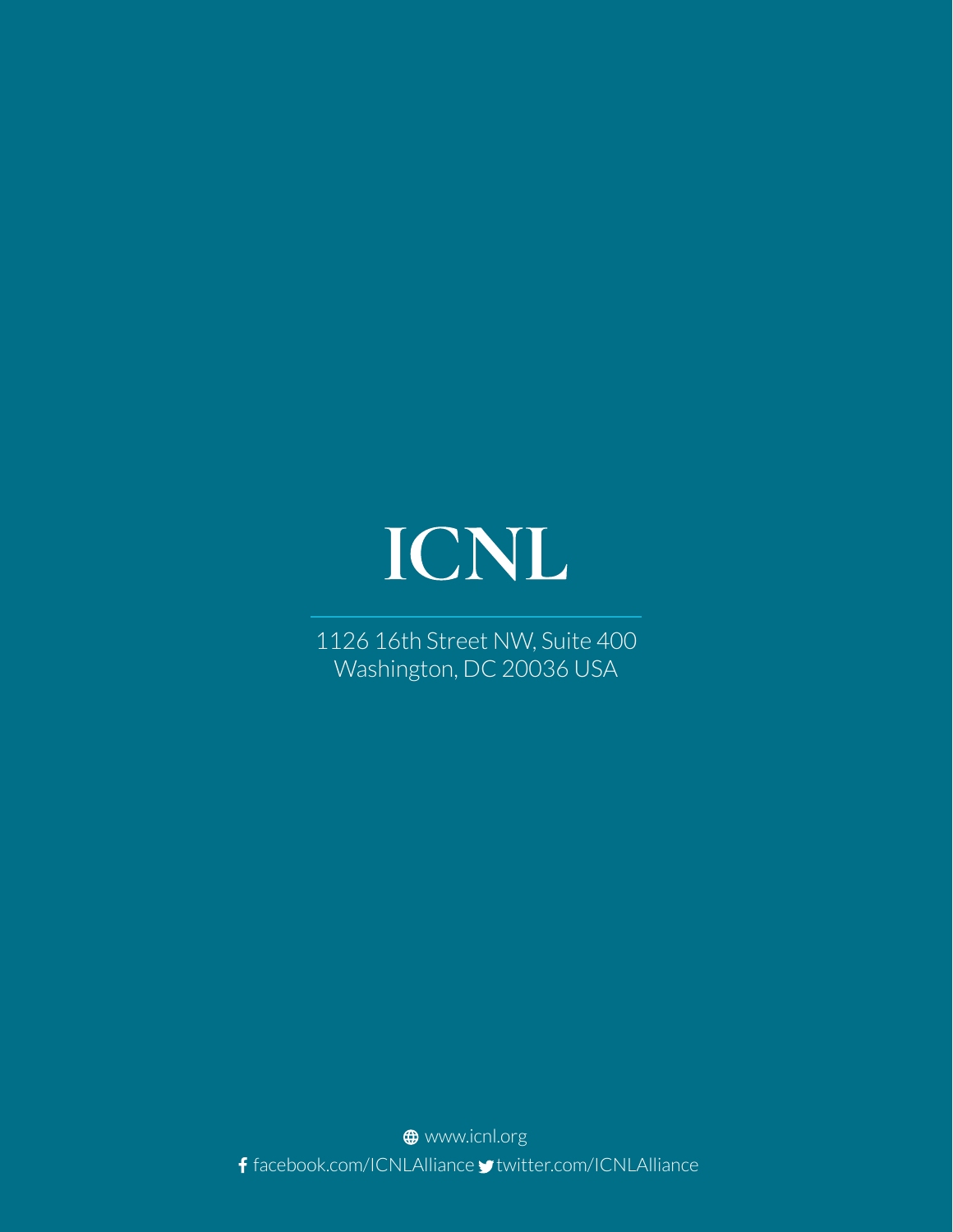# ICNL

1126 16th Street NW, Suite 400
Washington, DC 20036 USA

www.icnl.org
facebook.com/ICNLAlliance twitter.com/ICNLAlliance